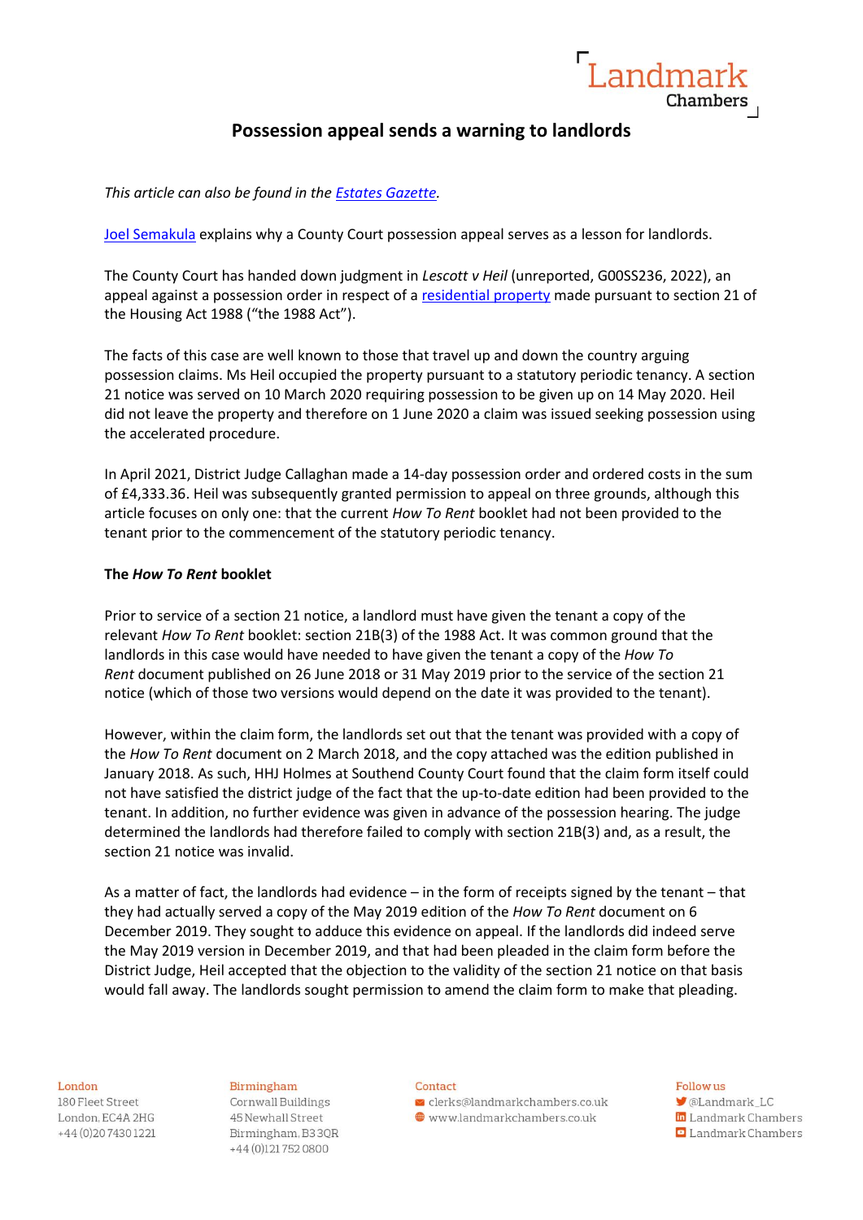# Possession appeal sends a warning to landlords

*This article can also be found in the Estates Gazette.*

Joel Semakula explains why a County Court possession appeal serves as a lesson for landlords.

The County Court has handed down judgment in *Lescott v Heil* (unreported, G00SS236, 2022), an appeal against a possession order in respect of a residential property made pursuant to section 21 of the Housing Act 1988 ("the 1988 Act").

The facts of this case are well known to those that travel up and down the country arguing possession claims. Ms Heil occupied the property pursuant to a statutory periodic tenancy. A section 21 notice was served on 10 March 2020 requiring possession to be given up on 14 May 2020. Heil did not leave the property and therefore on 1 June 2020 a claim was issued seeking possession using the accelerated procedure.

In April 2021, District Judge Callaghan made a 14-day possession order and ordered costs in the sum of £4,333.36. Heil was subsequently granted permission to appeal on three grounds, although this article focuses on only one: that the current *How To Rent* booklet had not been provided to the tenant prior to the commencement of the statutory periodic tenancy.

**The *How To Rent* booklet**

Prior to service of a section 21 notice, a landlord must have given the tenant a copy of the relevant *How To Rent* booklet: section 21B(3) of the 1988 Act. It was common ground that the landlords in this case would have needed to have given the tenant a copy of the *How To Rent* document published on 26 June 2018 or 31 May 2019 prior to the service of the section 21 notice (which of those two versions would depend on the date it was provided to the tenant).

However, within the claim form, the landlords set out that the tenant was provided with a copy of the *How To Rent* document on 2 March 2018, and the copy attached was the edition published in January 2018. As such, HHJ Holmes at Southend County Court found that the claim form itself could not have satisfied the district judge of the fact that the up-to-date edition had been provided to the tenant. In addition, no further evidence was given in advance of the possession hearing. The judge determined the landlords had therefore failed to comply with section 21B(3) and, as a result, the section 21 notice was invalid.

As a matter of fact, the landlords had evidence – in the form of receipts signed by the tenant – that they had actually served a copy of the May 2019 edition of the *How To Rent* document on 6 December 2019. They sought to adduce this evidence on appeal. If the landlords did indeed serve the May 2019 version in December 2019, and that had been pleaded in the claim form before the District Judge, Heil accepted that the objection to the validity of the section 21 notice on that basis would fall away. The landlords sought permission to amend the claim form to make that pleading.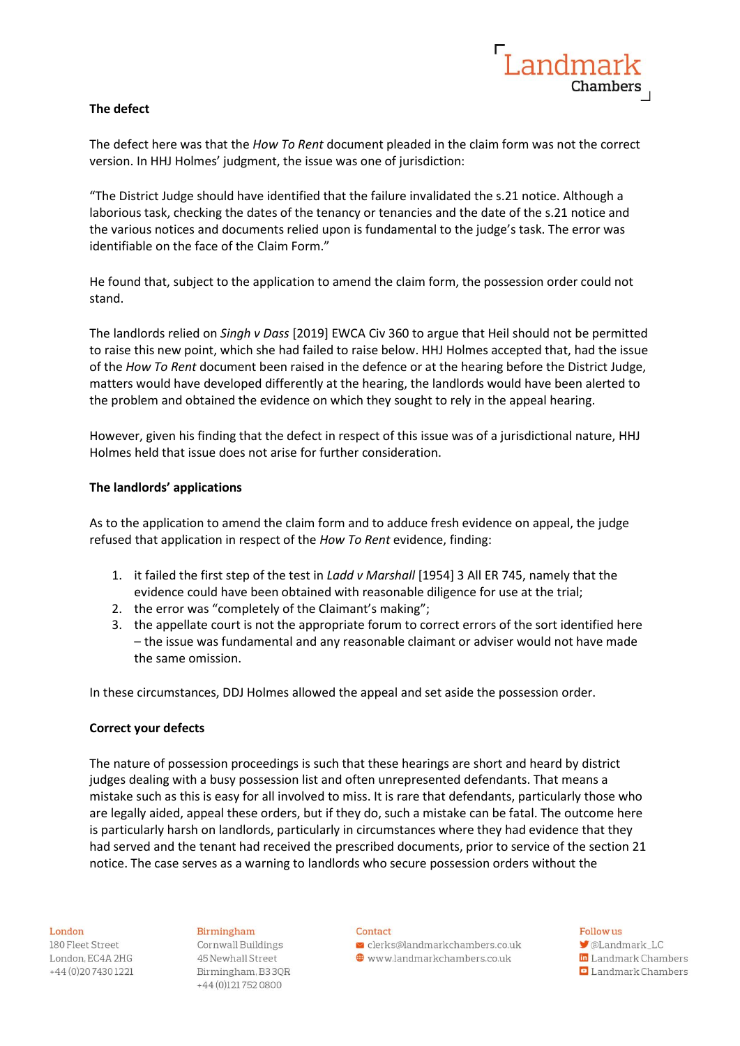**The defect**

The defect here was that the *How To Rent* document pleaded in the claim form was not the correct version. In HHJ Holmes' judgment, the issue was one of jurisdiction:

"The District Judge should have identified that the failure invalidated the s.21 notice. Although a laborious task, checking the dates of the tenancy or tenancies and the date of the s.21 notice and the various notices and documents relied upon is fundamental to the judge's task. The error was identifiable on the face of the Claim Form."

He found that, subject to the application to amend the claim form, the possession order could not stand.

The landlords relied on *Singh v Dass* [2019] EWCA Civ 360 to argue that Heil should not be permitted to raise this new point, which she had failed to raise below. HHJ Holmes accepted that, had the issue of the *How To Rent* document been raised in the defence or at the hearing before the District Judge, matters would have developed differently at the hearing, the landlords would have been alerted to the problem and obtained the evidence on which they sought to rely in the appeal hearing.

However, given his finding that the defect in respect of this issue was of a jurisdictional nature, HHJ Holmes held that issue does not arise for further consideration.

**The landlords' applications**

As to the application to amend the claim form and to adduce fresh evidence on appeal, the judge refused that application in respect of the *How To Rent* evidence, finding:

1. it failed the first step of the test in *Ladd v Marshall* [1954] 3 All ER 745, namely that the evidence could have been obtained with reasonable diligence for use at the trial;
2. the error was "completely of the Claimant's making";
3. the appellate court is not the appropriate forum to correct errors of the sort identified here – the issue was fundamental and any reasonable claimant or adviser would not have made the same omission.

In these circumstances, DDJ Holmes allowed the appeal and set aside the possession order.

**Correct your defects**

The nature of possession proceedings is such that these hearings are short and heard by district judges dealing with a busy possession list and often unrepresented defendants. That means a mistake such as this is easy for all involved to miss. It is rare that defendants, particularly those who are legally aided, appeal these orders, but if they do, such a mistake can be fatal. The outcome here is particularly harsh on landlords, particularly in circumstances where they had evidence that they had served and the tenant had received the prescribed documents, prior to service of the section 21 notice. The case serves as a warning to landlords who secure possession orders without the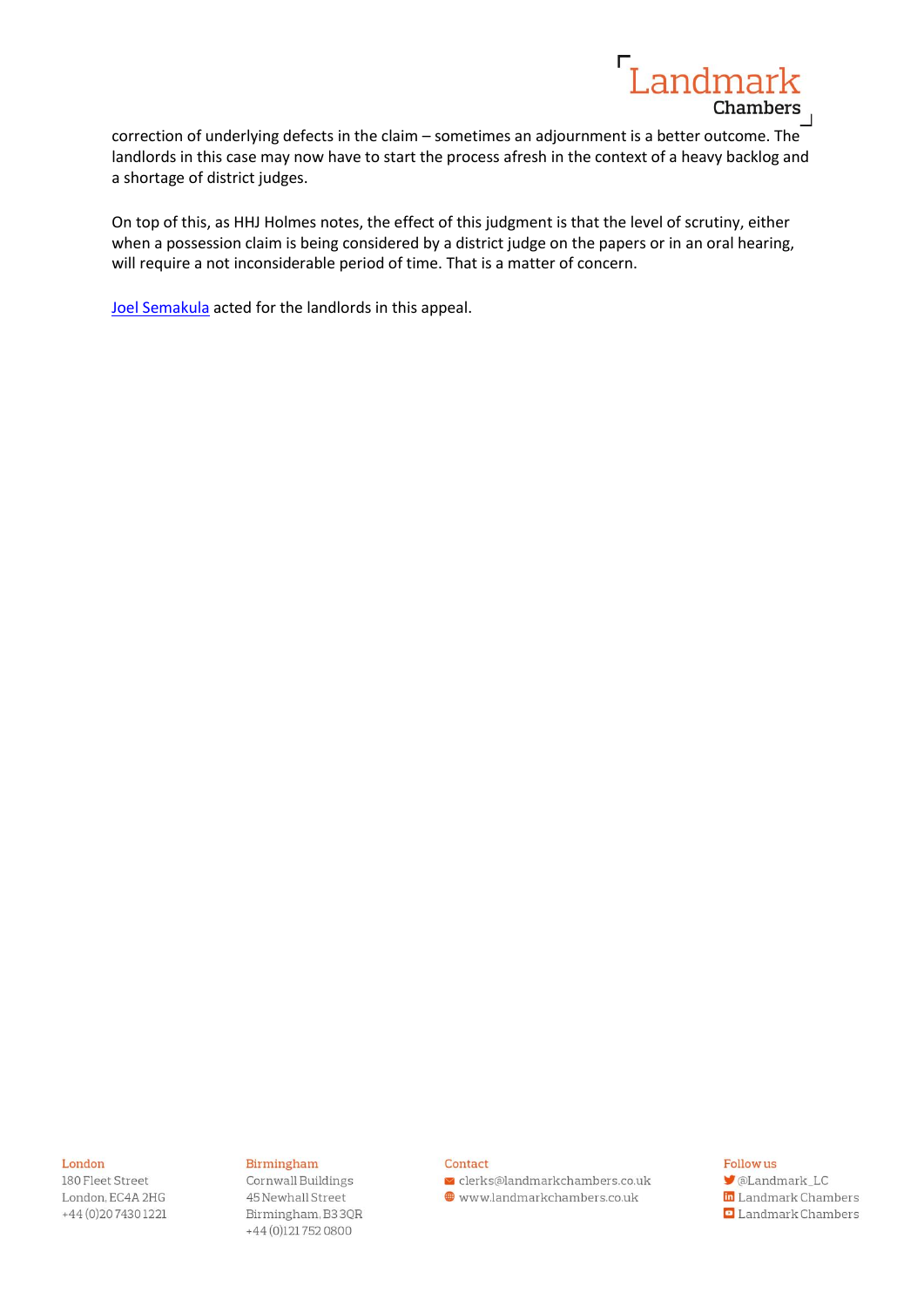correction of underlying defects in the claim – sometimes an adjournment is a better outcome. The landlords in this case may now have to start the process afresh in the context of a heavy backlog and a shortage of district judges.

On top of this, as HHJ Holmes notes, the effect of this judgment is that the level of scrutiny, either when a possession claim is being considered by a district judge on the papers or in an oral hearing, will require a not inconsiderable period of time. That is a matter of concern.

Joel Semakula acted for the landlords in this appeal.